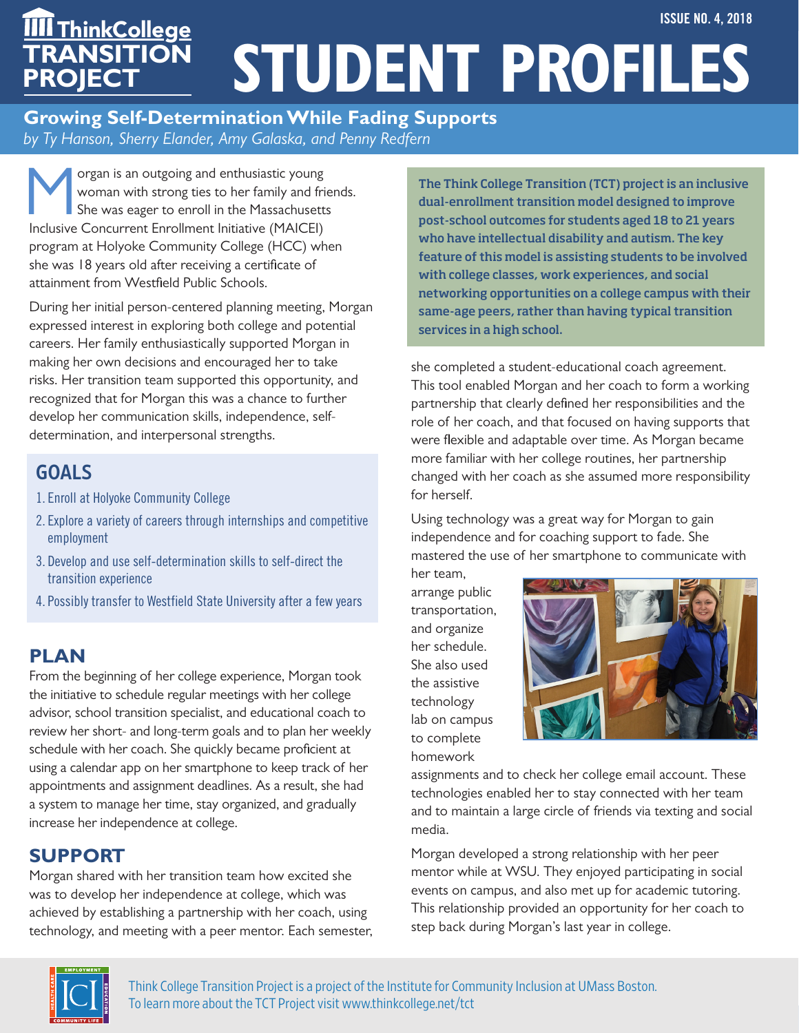ISSUE NO. 4, 2018

ThinkCollege TRANSITION PROJECT

# STUDENT PROFILES

## Growing Self-Determination While Fading Supports

*by Ty Hanson, Sherry Elander, Amy Galaska, and Penny Redfern*

Morgan is an outgoing and enthusiastic young woman with strong ties to her family and friends. She was eager to enroll in the Massachusetts Inclusive Concurrent Enrollment Initiative (MAICEI) program at Holyoke Community College (HCC) when she was 18 years old after receiving a certificate of attainment from Westfield Public Schools.

During her initial person-centered planning meeting, Morgan expressed interest in exploring both college and potential careers. Her family enthusiastically supported Morgan in making her own decisions and encouraged her to take risks. Her transition team supported this opportunity, and recognized that for Morgan this was a chance to further develop her communication skills, independence, self-determination, and interpersonal strengths.

### GOALS

1. Enroll at Holyoke Community College
2. Explore a variety of careers through internships and competitive employment
3. Develop and use self-determination skills to self-direct the transition experience
4. Possibly transfer to Westfield State University after a few years

### PLAN

From the beginning of her college experience, Morgan took the initiative to schedule regular meetings with her college advisor, school transition specialist, and educational coach to review her short- and long-term goals and to plan her weekly schedule with her coach. She quickly became proficient at using a calendar app on her smartphone to keep track of her appointments and assignment deadlines. As a result, she had a system to manage her time, stay organized, and gradually increase her independence at college.

### SUPPORT

Morgan shared with her transition team how excited she was to develop her independence at college, which was achieved by establishing a partnership with her coach, using technology, and meeting with a peer mentor. Each semester, she completed a student-educational coach agreement. This tool enabled Morgan and her coach to form a working partnership that clearly defined her responsibilities and the role of her coach, and that focused on having supports that were flexible and adaptable over time. As Morgan became more familiar with her college routines, her partnership changed with her coach as she assumed more responsibility for herself.

**The Think College Transition (TCT) project is an inclusive dual-enrollment transition model designed to improve post-school outcomes for students aged 18 to 21 years who have intellectual disability and autism. The key feature of this model is assisting students to be involved with college classes, work experiences, and social networking opportunities on a college campus with their same-age peers, rather than having typical transition services in a high school.**

Using technology was a great way for Morgan to gain independence and for coaching support to fade. She mastered the use of her smartphone to communicate with her team, arrange public transportation, and organize her schedule. She also used the assistive technology lab on campus to complete homework assignments and to check her college email account. These technologies enabled her to stay connected with her team and to maintain a large circle of friends via texting and social media.

Morgan developed a strong relationship with her peer mentor while at WSU. They enjoyed participating in social events on campus, and also met up for academic tutoring. This relationship provided an opportunity for her coach to step back during Morgan's last year in college.

Think College Transition Project is a project of the Institute for Community Inclusion at UMass Boston.
To learn more about the TCT Project visit www.thinkcollege.net/tct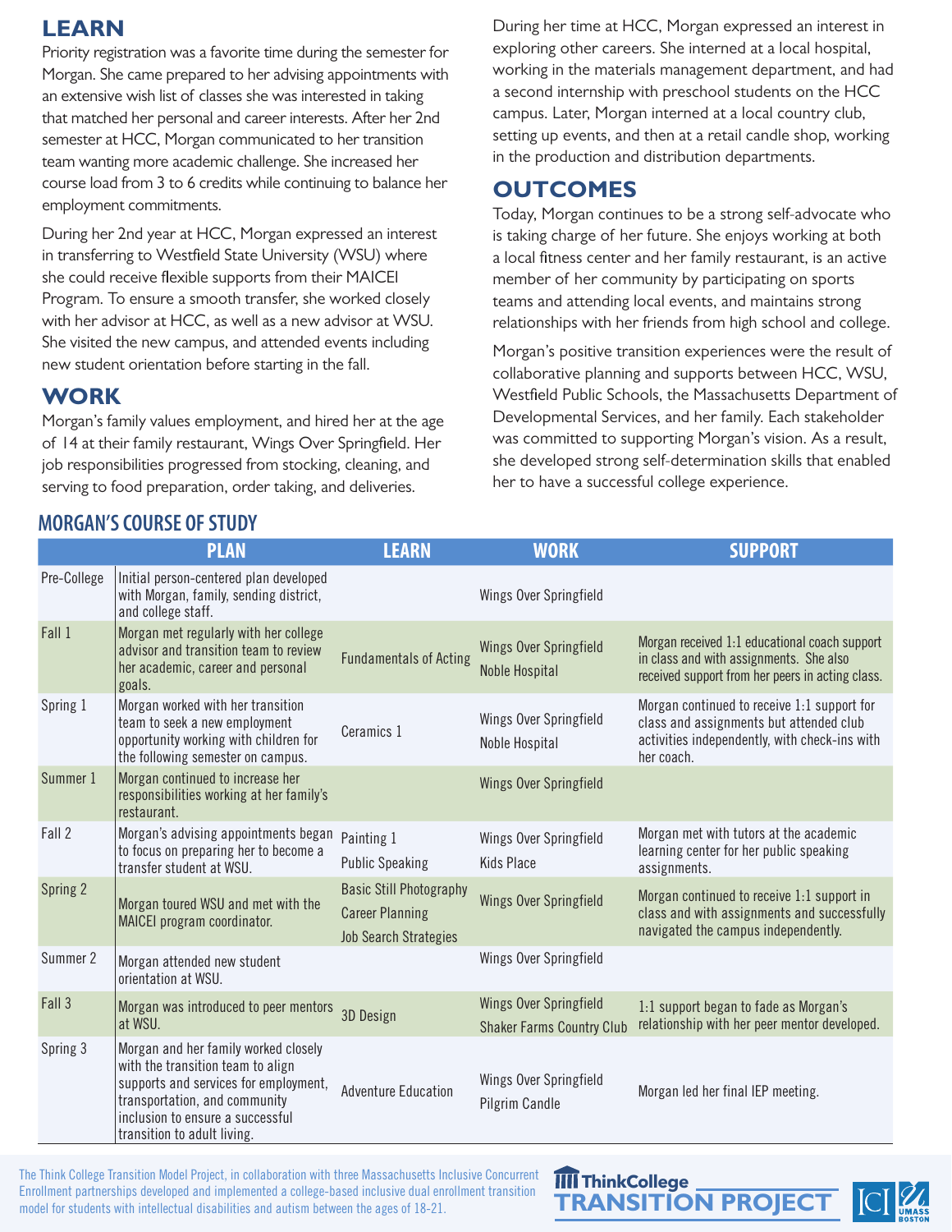## LEARN

Priority registration was a favorite time during the semester for Morgan. She came prepared to her advising appointments with an extensive wish list of classes she was interested in taking that matched her personal and career interests. After her 2nd semester at HCC, Morgan communicated to her transition team wanting more academic challenge. She increased her course load from 3 to 6 credits while continuing to balance her employment commitments.

During her 2nd year at HCC, Morgan expressed an interest in transferring to Westfield State University (WSU) where she could receive flexible supports from their MAICEI Program. To ensure a smooth transfer, she worked closely with her advisor at HCC, as well as a new advisor at WSU. She visited the new campus, and attended events including new student orientation before starting in the fall.

## WORK

Morgan's family values employment, and hired her at the age of 14 at their family restaurant, Wings Over Springfield. Her job responsibilities progressed from stocking, cleaning, and serving to food preparation, order taking, and deliveries.

During her time at HCC, Morgan expressed an interest in exploring other careers. She interned at a local hospital, working in the materials management department, and had a second internship with preschool students on the HCC campus. Later, Morgan interned at a local country club, setting up events, and then at a retail candle shop, working in the production and distribution departments.

## OUTCOMES

Today, Morgan continues to be a strong self-advocate who is taking charge of her future. She enjoys working at both a local fitness center and her family restaurant, is an active member of her community by participating on sports teams and attending local events, and maintains strong relationships with her friends from high school and college.

Morgan's positive transition experiences were the result of collaborative planning and supports between HCC, WSU, Westfield Public Schools, the Massachusetts Department of Developmental Services, and her family. Each stakeholder was committed to supporting Morgan's vision. As a result, she developed strong self-determination skills that enabled her to have a successful college experience.

## MORGAN'S COURSE OF STUDY

| | PLAN | LEARN | WORK | SUPPORT |
|---|---|---|---|---|
| Pre-College | Initial person-centered plan developed with Morgan, family, sending district, and college staff. | | Wings Over Springfield | |
| Fall 1 | Morgan met regularly with her college advisor and transition team to review her academic, career and personal goals. | Fundamentals of Acting | Wings Over Springfield<br>Noble Hospital | Morgan received 1:1 educational coach support in class and with assignments. She also received support from her peers in acting class. |
| Spring 1 | Morgan worked with her transition team to seek a new employment opportunity working with children for the following semester on campus. | Ceramics 1 | Wings Over Springfield<br>Noble Hospital | Morgan continued to receive 1:1 support for class and assignments but attended club activities independently, with check-ins with her coach. |
| Summer 1 | Morgan continued to increase her responsibilities working at her family's restaurant. | | Wings Over Springfield | |
| Fall 2 | Morgan's advising appointments began to focus on preparing her to become a transfer student at WSU. | Painting 1<br>Public Speaking | Wings Over Springfield<br>Kids Place | Morgan met with tutors at the academic learning center for her public speaking assignments. |
| Spring 2 | Morgan toured WSU and met with the MAICEI program coordinator. | Basic Still Photography<br>Career Planning<br>Job Search Strategies | Wings Over Springfield | Morgan continued to receive 1:1 support in class and with assignments and successfully navigated the campus independently. |
| Summer 2 | Morgan attended new student orientation at WSU. | | Wings Over Springfield | |
| Fall 3 | Morgan was introduced to peer mentors at WSU. | 3D Design | Wings Over Springfield<br>Shaker Farms Country Club | 1:1 support began to fade as Morgan's relationship with her peer mentor developed. |
| Spring 3 | Morgan and her family worked closely with the transition team to align supports and services for employment, transportation, and community inclusion to ensure a successful transition to adult living. | Adventure Education | Wings Over Springfield<br>Pilgrim Candle | Morgan led her final IEP meeting. |

The Think College Transition Model Project, in collaboration with three Massachusetts Inclusive Concurrent Enrollment partnerships developed and implemented a college-based inclusive dual enrollment transition model for students with intellectual disabilities and autism between the ages of 18-21.

ThinkCollege TRANSITION PROJECT

ICI UMASS BOSTON